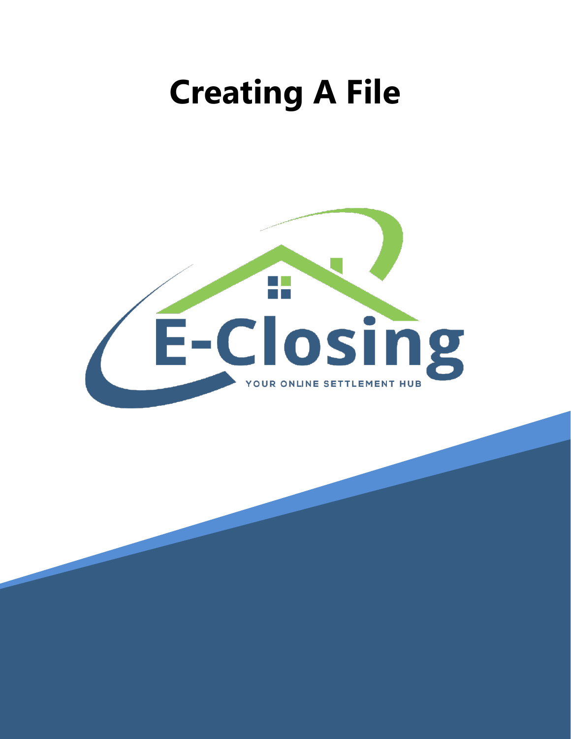# Creating A File

E-Closing

YOUR ONLINE SETTLEMENT HUB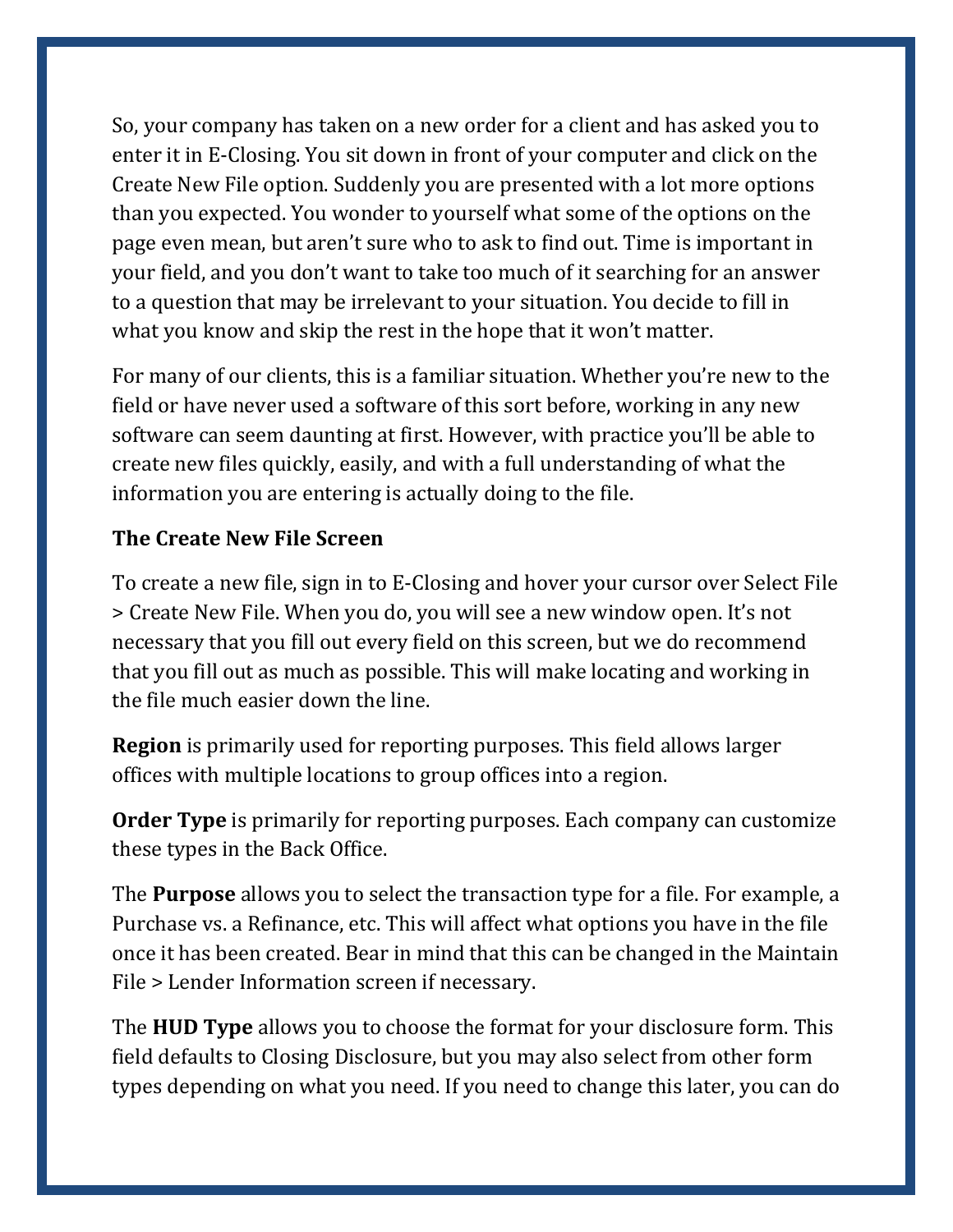So, your company has taken on a new order for a client and has asked you to enter it in E-Closing. You sit down in front of your computer and click on the Create New File option. Suddenly you are presented with a lot more options than you expected. You wonder to yourself what some of the options on the page even mean, but aren't sure who to ask to find out. Time is important in your field, and you don't want to take too much of it searching for an answer to a question that may be irrelevant to your situation. You decide to fill in what you know and skip the rest in the hope that it won't matter.

For many of our clients, this is a familiar situation. Whether you're new to the field or have never used a software of this sort before, working in any new software can seem daunting at first. However, with practice you'll be able to create new files quickly, easily, and with a full understanding of what the information you are entering is actually doing to the file.

**The Create New File Screen**

To create a new file, sign in to E-Closing and hover your cursor over Select File > Create New File. When you do, you will see a new window open. It's not necessary that you fill out every field on this screen, but we do recommend that you fill out as much as possible. This will make locating and working in the file much easier down the line.

**Region** is primarily used for reporting purposes. This field allows larger offices with multiple locations to group offices into a region.

**Order Type** is primarily for reporting purposes. Each company can customize these types in the Back Office.

The **Purpose** allows you to select the transaction type for a file. For example, a Purchase vs. a Refinance, etc. This will affect what options you have in the file once it has been created. Bear in mind that this can be changed in the Maintain File > Lender Information screen if necessary.

The **HUD Type** allows you to choose the format for your disclosure form. This field defaults to Closing Disclosure, but you may also select from other form types depending on what you need. If you need to change this later, you can do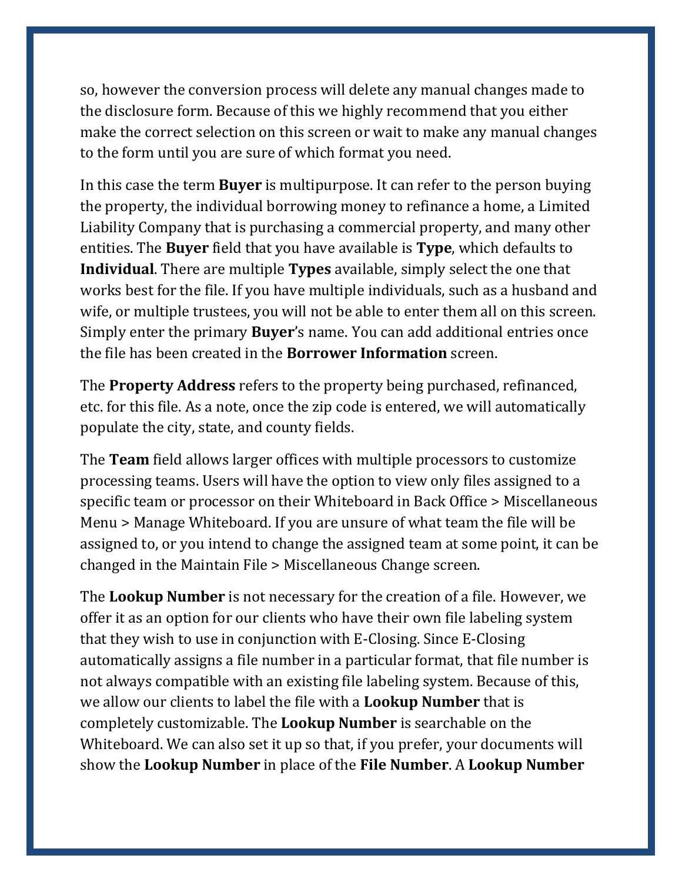so, however the conversion process will delete any manual changes made to the disclosure form. Because of this we highly recommend that you either make the correct selection on this screen or wait to make any manual changes to the form until you are sure of which format you need.

In this case the term **Buyer** is multipurpose. It can refer to the person buying the property, the individual borrowing money to refinance a home, a Limited Liability Company that is purchasing a commercial property, and many other entities. The **Buyer** field that you have available is **Type**, which defaults to **Individual**. There are multiple **Types** available, simply select the one that works best for the file. If you have multiple individuals, such as a husband and wife, or multiple trustees, you will not be able to enter them all on this screen. Simply enter the primary **Buyer**'s name. You can add additional entries once the file has been created in the **Borrower Information** screen.

The **Property Address** refers to the property being purchased, refinanced, etc. for this file. As a note, once the zip code is entered, we will automatically populate the city, state, and county fields.

The **Team** field allows larger offices with multiple processors to customize processing teams. Users will have the option to view only files assigned to a specific team or processor on their Whiteboard in Back Office > Miscellaneous Menu > Manage Whiteboard. If you are unsure of what team the file will be assigned to, or you intend to change the assigned team at some point, it can be changed in the Maintain File > Miscellaneous Change screen.

The **Lookup Number** is not necessary for the creation of a file. However, we offer it as an option for our clients who have their own file labeling system that they wish to use in conjunction with E-Closing. Since E-Closing automatically assigns a file number in a particular format, that file number is not always compatible with an existing file labeling system. Because of this, we allow our clients to label the file with a **Lookup Number** that is completely customizable. The **Lookup Number** is searchable on the Whiteboard. We can also set it up so that, if you prefer, your documents will show the **Lookup Number** in place of the **File Number**. A **Lookup Number**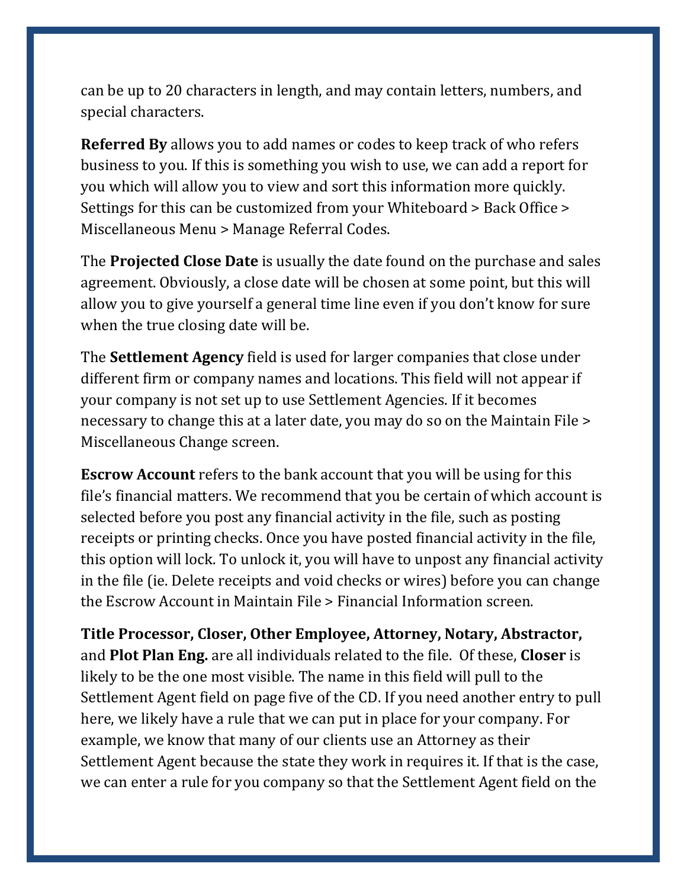can be up to 20 characters in length, and may contain letters, numbers, and special characters.

**Referred By** allows you to add names or codes to keep track of who refers business to you. If this is something you wish to use, we can add a report for you which will allow you to view and sort this information more quickly. Settings for this can be customized from your Whiteboard > Back Office > Miscellaneous Menu > Manage Referral Codes.

The **Projected Close Date** is usually the date found on the purchase and sales agreement. Obviously, a close date will be chosen at some point, but this will allow you to give yourself a general time line even if you don't know for sure when the true closing date will be.

The **Settlement Agency** field is used for larger companies that close under different firm or company names and locations. This field will not appear if your company is not set up to use Settlement Agencies. If it becomes necessary to change this at a later date, you may do so on the Maintain File > Miscellaneous Change screen.

**Escrow Account** refers to the bank account that you will be using for this file's financial matters. We recommend that you be certain of which account is selected before you post any financial activity in the file, such as posting receipts or printing checks. Once you have posted financial activity in the file, this option will lock. To unlock it, you will have to unpost any financial activity in the file (ie. Delete receipts and void checks or wires) before you can change the Escrow Account in Maintain File > Financial Information screen.

**Title Processor, Closer, Other Employee, Attorney, Notary, Abstractor,** and **Plot Plan Eng.** are all individuals related to the file. Of these, **Closer** is likely to be the one most visible. The name in this field will pull to the Settlement Agent field on page five of the CD. If you need another entry to pull here, we likely have a rule that we can put in place for your company. For example, we know that many of our clients use an Attorney as their Settlement Agent because the state they work in requires it. If that is the case, we can enter a rule for you company so that the Settlement Agent field on the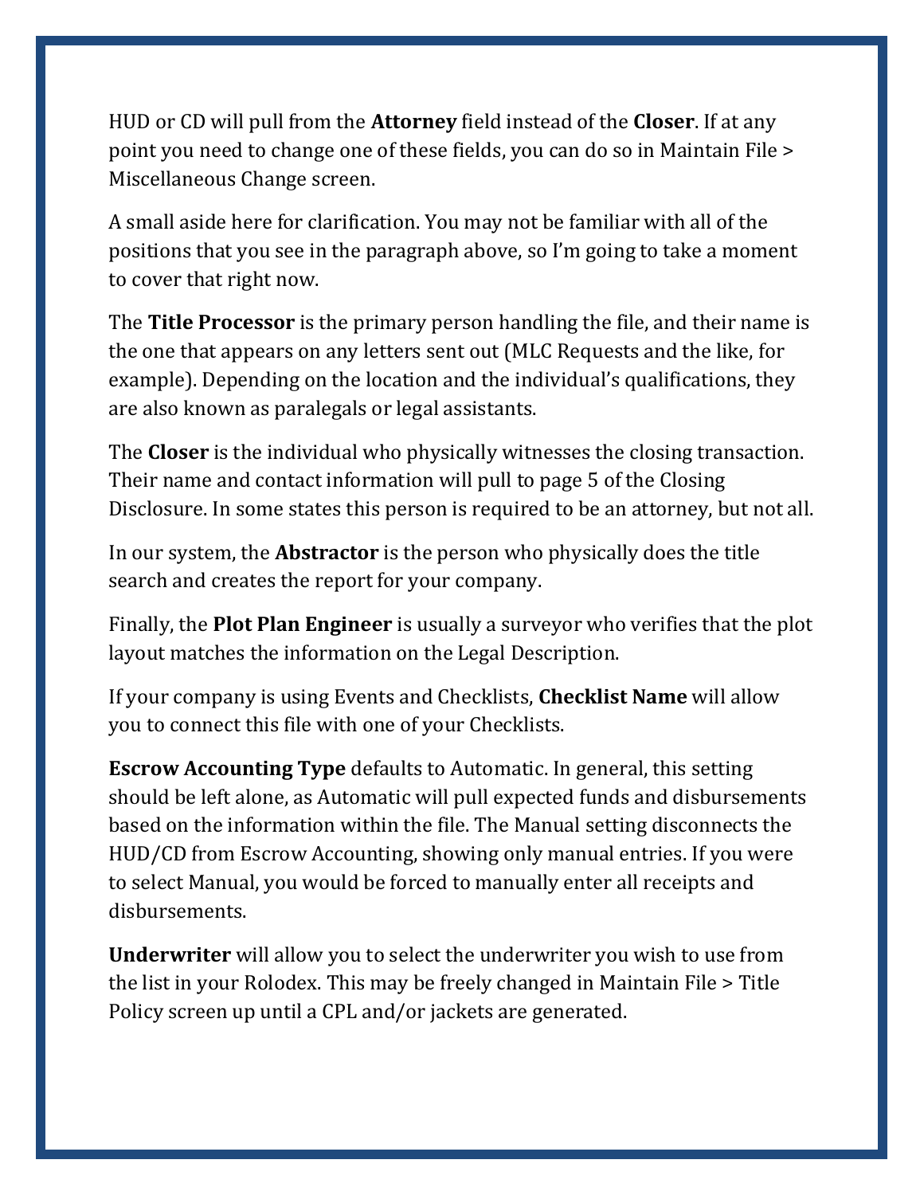HUD or CD will pull from the **Attorney** field instead of the **Closer**. If at any point you need to change one of these fields, you can do so in Maintain File > Miscellaneous Change screen.

A small aside here for clarification. You may not be familiar with all of the positions that you see in the paragraph above, so I'm going to take a moment to cover that right now.

The **Title Processor** is the primary person handling the file, and their name is the one that appears on any letters sent out (MLC Requests and the like, for example). Depending on the location and the individual's qualifications, they are also known as paralegals or legal assistants.

The **Closer** is the individual who physically witnesses the closing transaction. Their name and contact information will pull to page 5 of the Closing Disclosure. In some states this person is required to be an attorney, but not all.

In our system, the **Abstractor** is the person who physically does the title search and creates the report for your company.

Finally, the **Plot Plan Engineer** is usually a surveyor who verifies that the plot layout matches the information on the Legal Description.

If your company is using Events and Checklists, **Checklist Name** will allow you to connect this file with one of your Checklists.

**Escrow Accounting Type** defaults to Automatic. In general, this setting should be left alone, as Automatic will pull expected funds and disbursements based on the information within the file. The Manual setting disconnects the HUD/CD from Escrow Accounting, showing only manual entries. If you were to select Manual, you would be forced to manually enter all receipts and disbursements.

**Underwriter** will allow you to select the underwriter you wish to use from the list in your Rolodex. This may be freely changed in Maintain File > Title Policy screen up until a CPL and/or jackets are generated.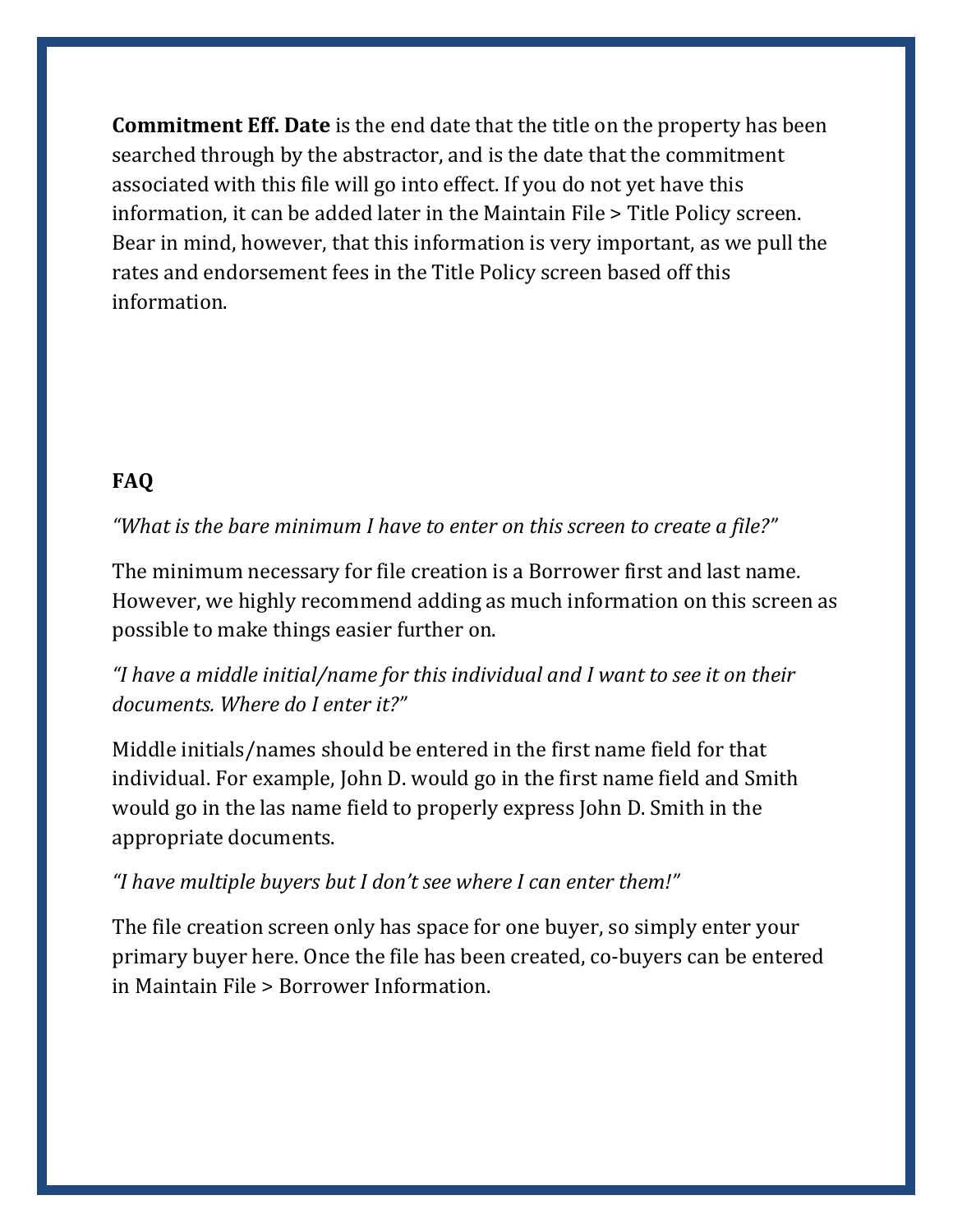**Commitment Eff. Date** is the end date that the title on the property has been searched through by the abstractor, and is the date that the commitment associated with this file will go into effect. If you do not yet have this information, it can be added later in the Maintain File > Title Policy screen. Bear in mind, however, that this information is very important, as we pull the rates and endorsement fees in the Title Policy screen based off this information.

**FAQ**

*"What is the bare minimum I have to enter on this screen to create a file?"*

The minimum necessary for file creation is a Borrower first and last name. However, we highly recommend adding as much information on this screen as possible to make things easier further on.

*"I have a middle initial/name for this individual and I want to see it on their documents. Where do I enter it?"*

Middle initials/names should be entered in the first name field for that individual. For example, John D. would go in the first name field and Smith would go in the las name field to properly express John D. Smith in the appropriate documents.

*"I have multiple buyers but I don't see where I can enter them!"*

The file creation screen only has space for one buyer, so simply enter your primary buyer here. Once the file has been created, co-buyers can be entered in Maintain File > Borrower Information.